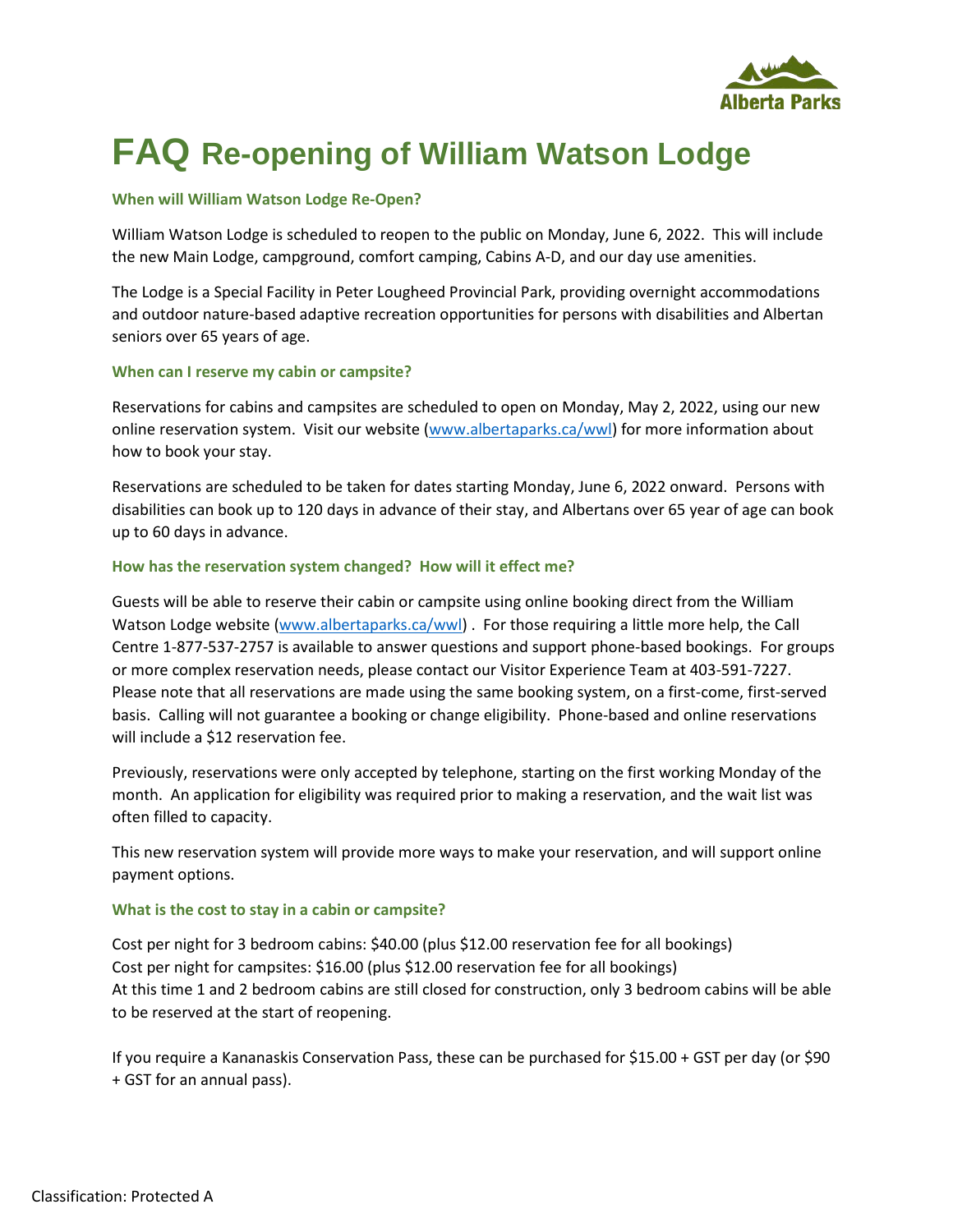# FAQ Re-opening of William Watson Lodge

### When will William Watson Lodge Re-Open?

William Watson Lodge is scheduled to reopen to the public on Monday, June 6, 2022. This will include the new Main Lodge, campground, comfort camping, Cabins A-D, and our day use amenities.

The Lodge is a Special Facility in Peter Lougheed Provincial Park, providing overnight accommodations and outdoor nature-based adaptive recreation opportunities for persons with disabilities and Albertan seniors over 65 years of age.

### When can I reserve my cabin or campsite?

Reservations for cabins and campsites are scheduled to open on Monday, May 2, 2022, using our new online reservation system. Visit our website (www.albertaparks.ca/wwl) for more information about how to book your stay.

Reservations are scheduled to be taken for dates starting Monday, June 6, 2022 onward. Persons with disabilities can book up to 120 days in advance of their stay, and Albertans over 65 year of age can book up to 60 days in advance.

### How has the reservation system changed? How will it effect me?

Guests will be able to reserve their cabin or campsite using online booking direct from the William Watson Lodge website (www.albertaparks.ca/wwl) . For those requiring a little more help, the Call Centre 1-877-537-2757 is available to answer questions and support phone-based bookings. For groups or more complex reservation needs, please contact our Visitor Experience Team at 403-591-7227. Please note that all reservations are made using the same booking system, on a first-come, first-served basis. Calling will not guarantee a booking or change eligibility. Phone-based and online reservations will include a $12 reservation fee.

Previously, reservations were only accepted by telephone, starting on the first working Monday of the month. An application for eligibility was required prior to making a reservation, and the wait list was often filled to capacity.

This new reservation system will provide more ways to make your reservation, and will support online payment options.

### What is the cost to stay in a cabin or campsite?

Cost per night for 3 bedroom cabins: $40.00 (plus $12.00 reservation fee for all bookings)
Cost per night for campsites: $16.00 (plus $12.00 reservation fee for all bookings)
At this time 1 and 2 bedroom cabins are still closed for construction, only 3 bedroom cabins will be able to be reserved at the start of reopening.

If you require a Kananaskis Conservation Pass, these can be purchased for $15.00 + GST per day (or $90 + GST for an annual pass).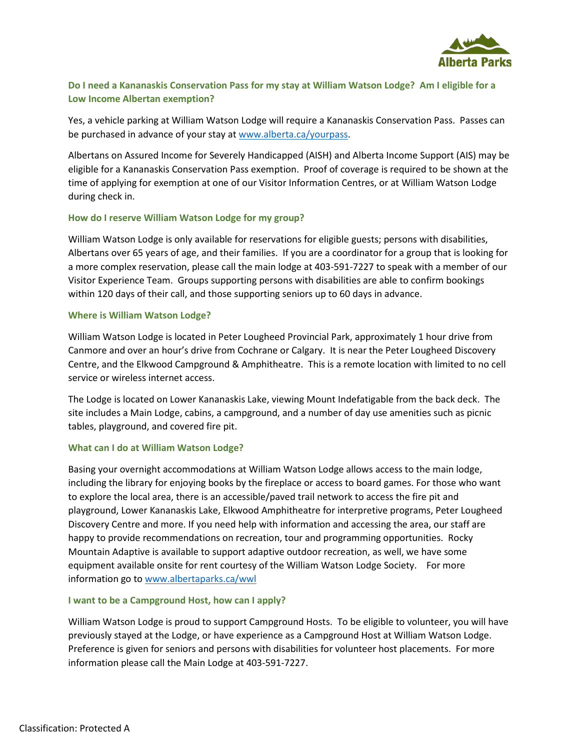### Do I need a Kananaskis Conservation Pass for my stay at William Watson Lodge? Am I eligible for a Low Income Albertan exemption?

Yes, a vehicle parking at William Watson Lodge will require a Kananaskis Conservation Pass. Passes can be purchased in advance of your stay at www.alberta.ca/yourpass.

Albertans on Assured Income for Severely Handicapped (AISH) and Alberta Income Support (AIS) may be eligible for a Kananaskis Conservation Pass exemption. Proof of coverage is required to be shown at the time of applying for exemption at one of our Visitor Information Centres, or at William Watson Lodge during check in.

### How do I reserve William Watson Lodge for my group?

William Watson Lodge is only available for reservations for eligible guests; persons with disabilities, Albertans over 65 years of age, and their families. If you are a coordinator for a group that is looking for a more complex reservation, please call the main lodge at 403-591-7227 to speak with a member of our Visitor Experience Team. Groups supporting persons with disabilities are able to confirm bookings within 120 days of their call, and those supporting seniors up to 60 days in advance.

### Where is William Watson Lodge?

William Watson Lodge is located in Peter Lougheed Provincial Park, approximately 1 hour drive from Canmore and over an hour's drive from Cochrane or Calgary. It is near the Peter Lougheed Discovery Centre, and the Elkwood Campground & Amphitheatre. This is a remote location with limited to no cell service or wireless internet access.

The Lodge is located on Lower Kananaskis Lake, viewing Mount Indefatigable from the back deck. The site includes a Main Lodge, cabins, a campground, and a number of day use amenities such as picnic tables, playground, and covered fire pit.

### What can I do at William Watson Lodge?

Basing your overnight accommodations at William Watson Lodge allows access to the main lodge, including the library for enjoying books by the fireplace or access to board games. For those who want to explore the local area, there is an accessible/paved trail network to access the fire pit and playground, Lower Kananaskis Lake, Elkwood Amphitheatre for interpretive programs, Peter Lougheed Discovery Centre and more. If you need help with information and accessing the area, our staff are happy to provide recommendations on recreation, tour and programming opportunities. Rocky Mountain Adaptive is available to support adaptive outdoor recreation, as well, we have some equipment available onsite for rent courtesy of the William Watson Lodge Society. For more information go to www.albertaparks.ca/wwl

### I want to be a Campground Host, how can I apply?

William Watson Lodge is proud to support Campground Hosts. To be eligible to volunteer, you will have previously stayed at the Lodge, or have experience as a Campground Host at William Watson Lodge. Preference is given for seniors and persons with disabilities for volunteer host placements. For more information please call the Main Lodge at 403-591-7227.